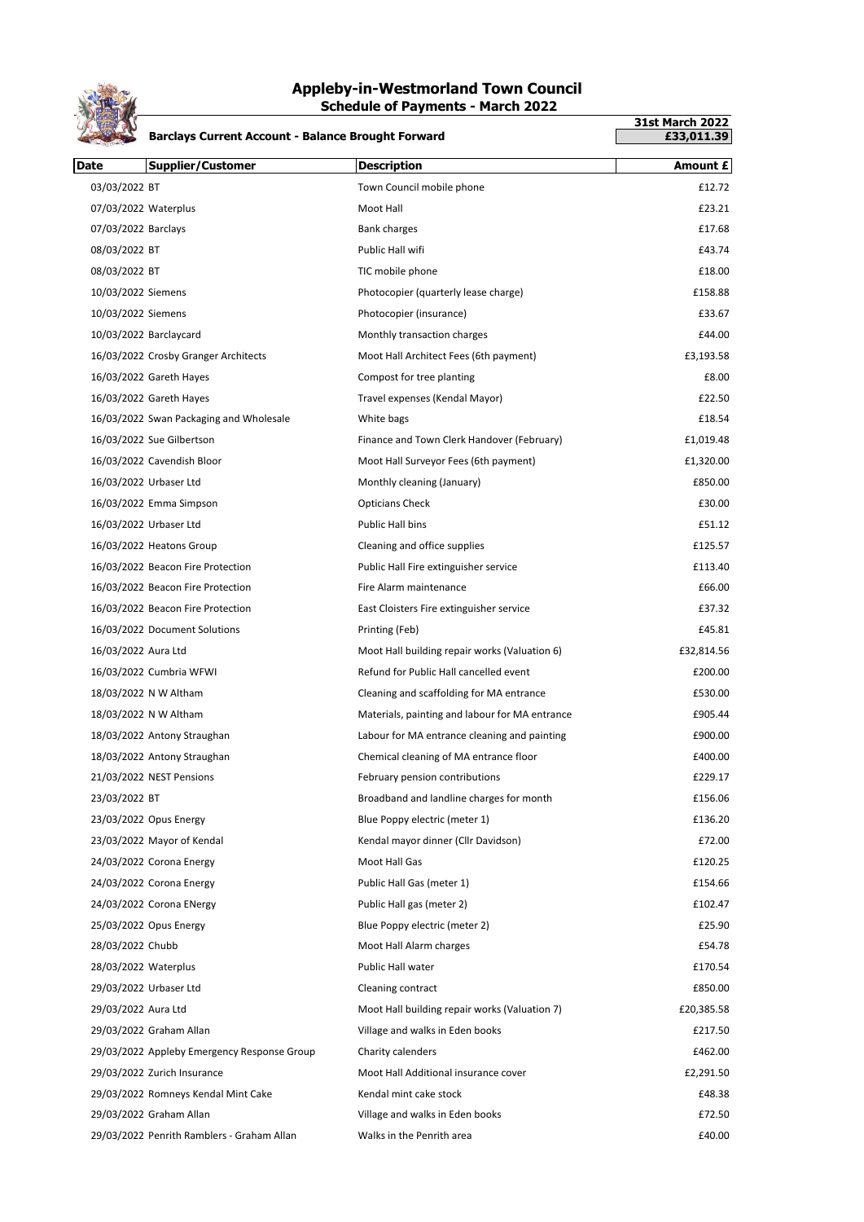# Appleby-in-Westmorland Town Council

## Schedule of Payments - March 2022

**Barclays Current Account - Balance Brought Forward** | **31st March 2022** | **£33,011.39**

| Date | Supplier/Customer | Description | Amount £ |
|---|---|---|---|
| 03/03/2022 | BT | Town Council mobile phone | £12.72 |
| 07/03/2022 | Waterplus | Moot Hall | £23.21 |
| 07/03/2022 | Barclays | Bank charges | £17.68 |
| 08/03/2022 | BT | Public Hall wifi | £43.74 |
| 08/03/2022 | BT | TIC mobile phone | £18.00 |
| 10/03/2022 | Siemens | Photocopier (quarterly lease charge) | £158.88 |
| 10/03/2022 | Siemens | Photocopier (insurance) | £33.67 |
| 10/03/2022 | Barclaycard | Monthly transaction charges | £44.00 |
| 16/03/2022 | Crosby Granger Architects | Moot Hall Architect Fees (6th payment) | £3,193.58 |
| 16/03/2022 | Gareth Hayes | Compost for tree planting | £8.00 |
| 16/03/2022 | Gareth Hayes | Travel expenses (Kendal Mayor) | £22.50 |
| 16/03/2022 | Swan Packaging and Wholesale | White bags | £18.54 |
| 16/03/2022 | Sue Gilbertson | Finance and Town Clerk Handover (February) | £1,019.48 |
| 16/03/2022 | Cavendish Bloor | Moot Hall Surveyor Fees (6th payment) | £1,320.00 |
| 16/03/2022 | Urbaser Ltd | Monthly cleaning (January) | £850.00 |
| 16/03/2022 | Emma Simpson | Opticians Check | £30.00 |
| 16/03/2022 | Urbaser Ltd | Public Hall bins | £51.12 |
| 16/03/2022 | Heatons Group | Cleaning and office supplies | £125.57 |
| 16/03/2022 | Beacon Fire Protection | Public Hall Fire extinguisher service | £113.40 |
| 16/03/2022 | Beacon Fire Protection | Fire Alarm maintenance | £66.00 |
| 16/03/2022 | Beacon Fire Protection | East Cloisters Fire extinguisher service | £37.32 |
| 16/03/2022 | Document Solutions | Printing (Feb) | £45.81 |
| 16/03/2022 | Aura Ltd | Moot Hall building repair works (Valuation 6) | £32,814.56 |
| 16/03/2022 | Cumbria WFWI | Refund for Public Hall cancelled event | £200.00 |
| 18/03/2022 | N W Altham | Cleaning and scaffolding for MA entrance | £530.00 |
| 18/03/2022 | N W Altham | Materials, painting and labour for MA entrance | £905.44 |
| 18/03/2022 | Antony Straughan | Labour for MA entrance cleaning and painting | £900.00 |
| 18/03/2022 | Antony Straughan | Chemical cleaning of MA entrance floor | £400.00 |
| 21/03/2022 | NEST Pensions | February pension contributions | £229.17 |
| 23/03/2022 | BT | Broadband and landline charges for month | £156.06 |
| 23/03/2022 | Opus Energy | Blue Poppy electric (meter 1) | £136.20 |
| 23/03/2022 | Mayor of Kendal | Kendal mayor dinner (Cllr Davidson) | £72.00 |
| 24/03/2022 | Corona Energy | Moot Hall Gas | £120.25 |
| 24/03/2022 | Corona Energy | Public Hall Gas (meter 1) | £154.66 |
| 24/03/2022 | Corona ENergy | Public Hall gas (meter 2) | £102.47 |
| 25/03/2022 | Opus Energy | Blue Poppy electric (meter 2) | £25.90 |
| 28/03/2022 | Chubb | Moot Hall Alarm charges | £54.78 |
| 28/03/2022 | Waterplus | Public Hall water | £170.54 |
| 29/03/2022 | Urbaser Ltd | Cleaning contract | £850.00 |
| 29/03/2022 | Aura Ltd | Moot Hall building repair works (Valuation 7) | £20,385.58 |
| 29/03/2022 | Graham Allan | Village and walks in Eden books | £217.50 |
| 29/03/2022 | Appleby Emergency Response Group | Charity calenders | £462.00 |
| 29/03/2022 | Zurich Insurance | Moot Hall Additional insurance cover | £2,291.50 |
| 29/03/2022 | Romneys Kendal Mint Cake | Kendal mint cake stock | £48.38 |
| 29/03/2022 | Graham Allan | Village and walks in Eden books | £72.50 |
| 29/03/2022 | Penrith Ramblers - Graham Allan | Walks in the Penrith area | £40.00 |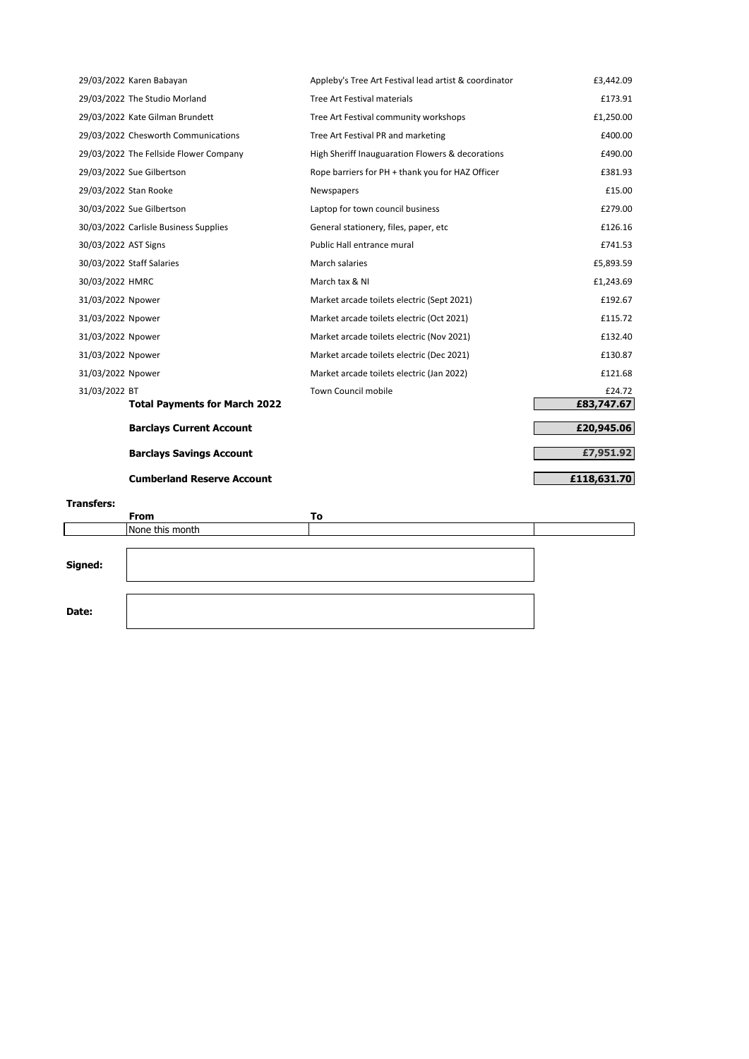| | | | |
|---|---|---|---|
| 29/03/2022 | Karen Babayan | Appleby's Tree Art Festival lead artist & coordinator | £3,442.09 |
| 29/03/2022 | The Studio Morland | Tree Art Festival materials | £173.91 |
| 29/03/2022 | Kate Gilman Brundett | Tree Art Festival community workshops | £1,250.00 |
| 29/03/2022 | Chesworth Communications | Tree Art Festival PR and marketing | £400.00 |
| 29/03/2022 | The Fellside Flower Company | High Sheriff Inauguaration Flowers & decorations | £490.00 |
| 29/03/2022 | Sue Gilbertson | Rope barriers for PH + thank you for HAZ Officer | £381.93 |
| 29/03/2022 | Stan Rooke | Newspapers | £15.00 |
| 30/03/2022 | Sue Gilbertson | Laptop for town council business | £279.00 |
| 30/03/2022 | Carlisle Business Supplies | General stationery, files, paper, etc | £126.16 |
| 30/03/2022 | AST Signs | Public Hall entrance mural | £741.53 |
| 30/03/2022 | Staff Salaries | March salaries | £5,893.59 |
| 30/03/2022 | HMRC | March tax & NI | £1,243.69 |
| 31/03/2022 | Npower | Market arcade toilets electric (Sept 2021) | £192.67 |
| 31/03/2022 | Npower | Market arcade toilets electric (Oct 2021) | £115.72 |
| 31/03/2022 | Npower | Market arcade toilets electric (Nov 2021) | £132.40 |
| 31/03/2022 | Npower | Market arcade toilets electric (Dec 2021) | £130.87 |
| 31/03/2022 | Npower | Market arcade toilets electric (Jan 2022) | £121.68 |
| 31/03/2022 | BT | Town Council mobile | £24.72 |
| | **Total Payments for March 2022** | | **£83,747.67** |
| | **Barclays Current Account** | | **£20,945.06** |
| | **Barclays Savings Account** | | **£7,951.92** |
| | **Cumberland Reserve Account** | | **£118,631.70** |

**Transfers:**

| | From | To | |
|---|---|---|---|
| | None this month | | |

**Signed:**

**Date:**